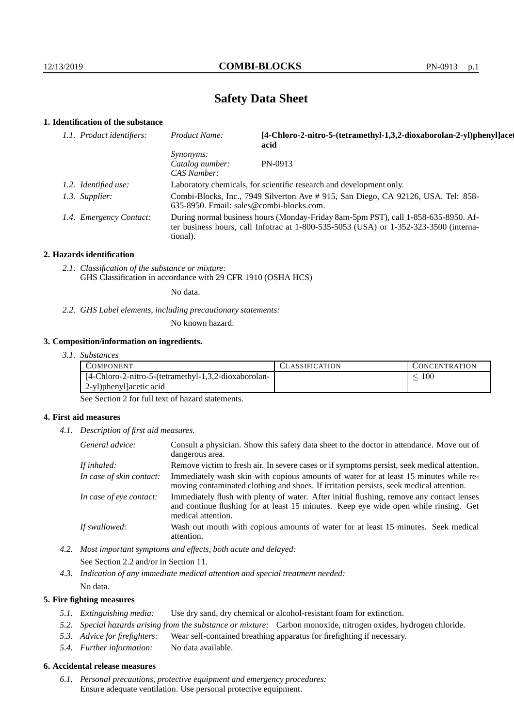# Safety Data Sheet

## 1. Identification of the substance

| | | |
|---|---|---|
| *1.1. Product identifiers:* | *Product Name:* | **[4-Chloro-2-nitro-5-(tetramethyl-1,3,2-dioxaborolan-2-yl)phenyl]acetic acid** |
| | *Synonyms:* | |
| | *Catalog number:* | PN-0913 |
| | *CAS Number:* | |
| *1.2. Identified use:* | Laboratory chemicals, for scientific research and development only. | |
| *1.3. Supplier:* | Combi-Blocks, Inc., 7949 Silverton Ave # 915, San Diego, CA 92126, USA. Tel: 858-635-8950. Email: sales@combi-blocks.com. | |
| *1.4. Emergency Contact:* | During normal business hours (Monday-Friday 8am-5pm PST), call 1-858-635-8950. After business hours, call Infotrac at 1-800-535-5053 (USA) or 1-352-323-3500 (international). | |

## 2. Hazards identification

*2.1. Classification of the substance or mixture:*
GHS Classification in accordance with 29 CFR 1910 (OSHA HCS)

No data.

*2.2. GHS Label elements, including precautionary statements:*

No known hazard.

## 3. Composition/information on ingredients.

*3.1. Substances*

| COMPONENT | CLASSIFICATION | CONCENTRATION |
|---|---|---|
| [4-Chloro-2-nitro-5-(tetramethyl-1,3,2-dioxaborolan-2-yl)phenyl]acetic acid | | $\leq 100$ |

See Section 2 for full text of hazard statements.

## 4. First aid measures

*4.1. Description of first aid measures.*

| | |
|---|---|
| *General advice:* | Consult a physician. Show this safety data sheet to the doctor in attendance. Move out of dangerous area. |
| *If inhaled:* | Remove victim to fresh air. In severe cases or if symptoms persist, seek medical attention. |
| *In case of skin contact:* | Immediately wash skin with copious amounts of water for at least 15 minutes while removing contaminated clothing and shoes. If irritation persists, seek medical attention. |
| *In case of eye contact:* | Immediately flush with plenty of water. After initial flushing, remove any contact lenses and continue flushing for at least 15 minutes. Keep eye wide open while rinsing. Get medical attention. |
| *If swallowed:* | Wash out mouth with copious amounts of water for at least 15 minutes. Seek medical attention. |

*4.2. Most important symptoms and effects, both acute and delayed:*

See Section 2.2 and/or in Section 11.

*4.3. Indication of any immediate medical attention and special treatment needed:*

No data.

## 5. Fire fighting measures

*5.1. Extinguishing media:* Use dry sand, dry chemical or alcohol-resistant foam for extinction.

*5.2. Special hazards arising from the substance or mixture:* Carbon monoxide, nitrogen oxides, hydrogen chloride.

*5.3. Advice for firefighters:* Wear self-contained breathing apparatus for firefighting if necessary.

*5.4. Further information:* No data available.

## 6. Accidental release measures

*6.1. Personal precautions, protective equipment and emergency procedures:*
Ensure adequate ventilation. Use personal protective equipment.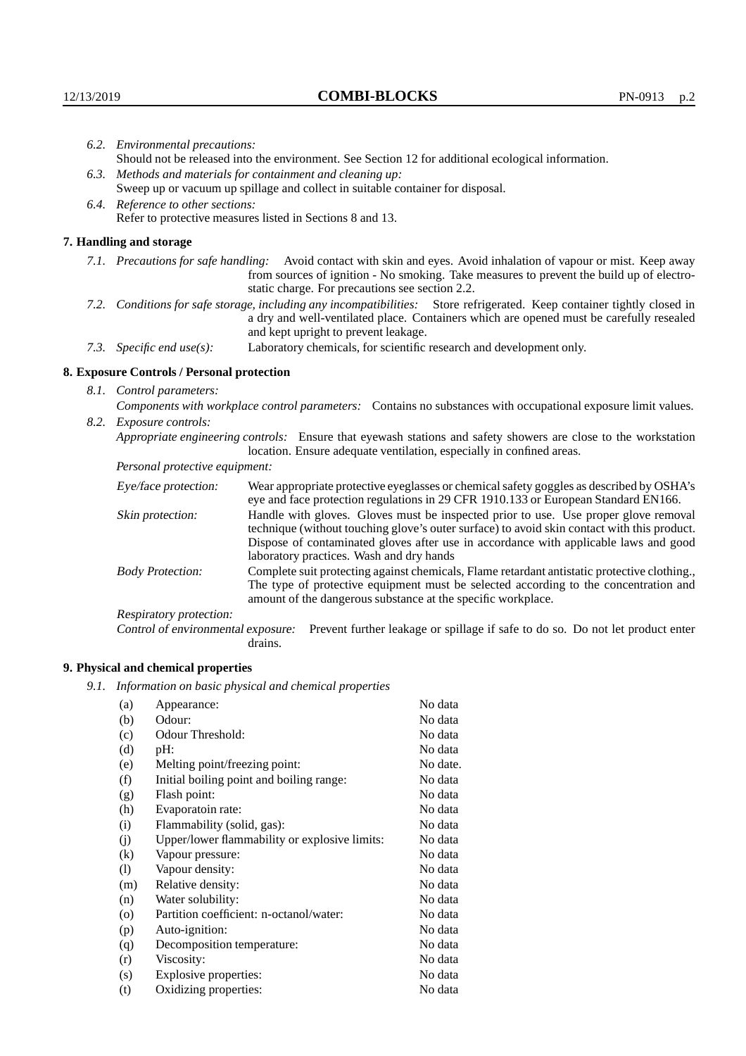*6.2. Environmental precautions:*

Should not be released into the environment. See Section 12 for additional ecological information.

*6.3. Methods and materials for containment and cleaning up:*

Sweep up or vacuum up spillage and collect in suitable container for disposal.

*6.4. Reference to other sections:*

Refer to protective measures listed in Sections 8 and 13.

## 7. Handling and storage

*7.1. Precautions for safe handling:* Avoid contact with skin and eyes. Avoid inhalation of vapour or mist. Keep away from sources of ignition - No smoking. Take measures to prevent the build up of electrostatic charge. For precautions see section 2.2.

*7.2. Conditions for safe storage, including any incompatibilities:* Store refrigerated. Keep container tightly closed in a dry and well-ventilated place. Containers which are opened must be carefully resealed and kept upright to prevent leakage.

*7.3. Specific end use(s):* Laboratory chemicals, for scientific research and development only.

## 8. Exposure Controls / Personal protection

*8.1. Control parameters:*

*Components with workplace control parameters:* Contains no substances with occupational exposure limit values.

*8.2. Exposure controls:*

*Appropriate engineering controls:* Ensure that eyewash stations and safety showers are close to the workstation location. Ensure adequate ventilation, especially in confined areas.

*Personal protective equipment:*

*Eye/face protection:* Wear appropriate protective eyeglasses or chemical safety goggles as described by OSHA's eye and face protection regulations in 29 CFR 1910.133 or European Standard EN166.

*Skin protection:* Handle with gloves. Gloves must be inspected prior to use. Use proper glove removal technique (without touching glove's outer surface) to avoid skin contact with this product. Dispose of contaminated gloves after use in accordance with applicable laws and good laboratory practices. Wash and dry hands

*Body Protection:* Complete suit protecting against chemicals, Flame retardant antistatic protective clothing., The type of protective equipment must be selected according to the concentration and amount of the dangerous substance at the specific workplace.

*Respiratory protection:*

*Control of environmental exposure:* Prevent further leakage or spillage if safe to do so. Do not let product enter drains.

## 9. Physical and chemical properties

*9.1. Information on basic physical and chemical properties*

| | | |
|---|---|---|
| (a) | Appearance: | No data |
| (b) | Odour: | No data |
| (c) | Odour Threshold: | No data |
| (d) | pH: | No data |
| (e) | Melting point/freezing point: | No date. |
| (f) | Initial boiling point and boiling range: | No data |
| (g) | Flash point: | No data |
| (h) | Evaporatoin rate: | No data |
| (i) | Flammability (solid, gas): | No data |
| (j) | Upper/lower flammability or explosive limits: | No data |
| (k) | Vapour pressure: | No data |
| (l) | Vapour density: | No data |
| (m) | Relative density: | No data |
| (n) | Water solubility: | No data |
| (o) | Partition coefficient: n-octanol/water: | No data |
| (p) | Auto-ignition: | No data |
| (q) | Decomposition temperature: | No data |
| (r) | Viscosity: | No data |
| (s) | Explosive properties: | No data |
| (t) | Oxidizing properties: | No data |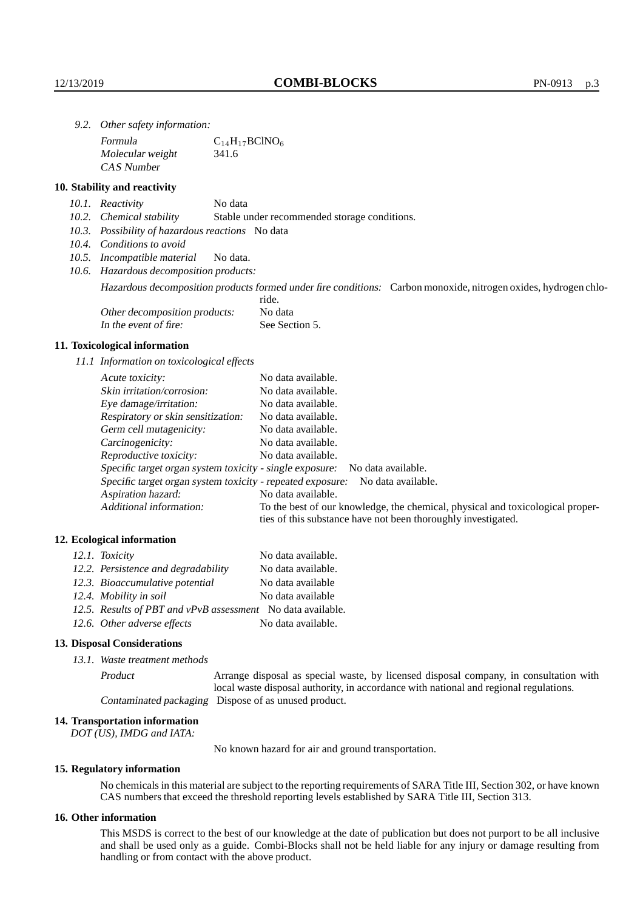*9.2. Other safety information:*

| | |
|---|---|
| *Formula* | $C_{14}H_{17}BClNO_6$ |
| *Molecular weight* | 341.6 |
| *CAS Number* | |

## 10. Stability and reactivity

*10.1. Reactivity* No data

*10.2. Chemical stability* Stable under recommended storage conditions.

*10.3. Possibility of hazardous reactions* No data

*10.4. Conditions to avoid*

*10.5. Incompatible material* No data.

*10.6. Hazardous decomposition products:*

*Hazardous decomposition products formed under fire conditions:* Carbon monoxide, nitrogen oxides, hydrogen chloride.

| | |
|---|---|
| *Other decomposition products:* | No data |
| *In the event of fire:* | See Section 5. |

## 11. Toxicological information

*11.1 Information on toxicological effects*

| | |
|---|---|
| *Acute toxicity:* | No data available. |
| *Skin irritation/corrosion:* | No data available. |
| *Eye damage/irritation:* | No data available. |
| *Respiratory or skin sensitization:* | No data available. |
| *Germ cell mutagenicity:* | No data available. |
| *Carcinogenicity:* | No data available. |
| *Reproductive toxicity:* | No data available. |
| *Specific target organ system toxicity - single exposure:* | No data available. |
| *Specific target organ system toxicity - repeated exposure:* | No data available. |
| *Aspiration hazard:* | No data available. |
| *Additional information:* | To the best of our knowledge, the chemical, physical and toxicological properties of this substance have not been thoroughly investigated. |

## 12. Ecological information

| | |
|---|---|
| *12.1. Toxicity* | No data available. |
| *12.2. Persistence and degradability* | No data available. |
| *12.3. Bioaccumulative potential* | No data available |
| *12.4. Mobility in soil* | No data available |
| *12.5. Results of PBT and vPvB assessment* | No data available. |
| *12.6. Other adverse effects* | No data available. |

## 13. Disposal Considerations

*13.1. Waste treatment methods*

| | |
|---|---|
| *Product* | Arrange disposal as special waste, by licensed disposal company, in consultation with local waste disposal authority, in accordance with national and regional regulations. |
| *Contaminated packaging* | Dispose of as unused product. |

## 14. Transportation information

*DOT (US), IMDG and IATA:*

No known hazard for air and ground transportation.

## 15. Regulatory information

No chemicals in this material are subject to the reporting requirements of SARA Title III, Section 302, or have known CAS numbers that exceed the threshold reporting levels established by SARA Title III, Section 313.

## 16. Other information

This MSDS is correct to the best of our knowledge at the date of publication but does not purport to be all inclusive and shall be used only as a guide. Combi-Blocks shall not be held liable for any injury or damage resulting from handling or from contact with the above product.